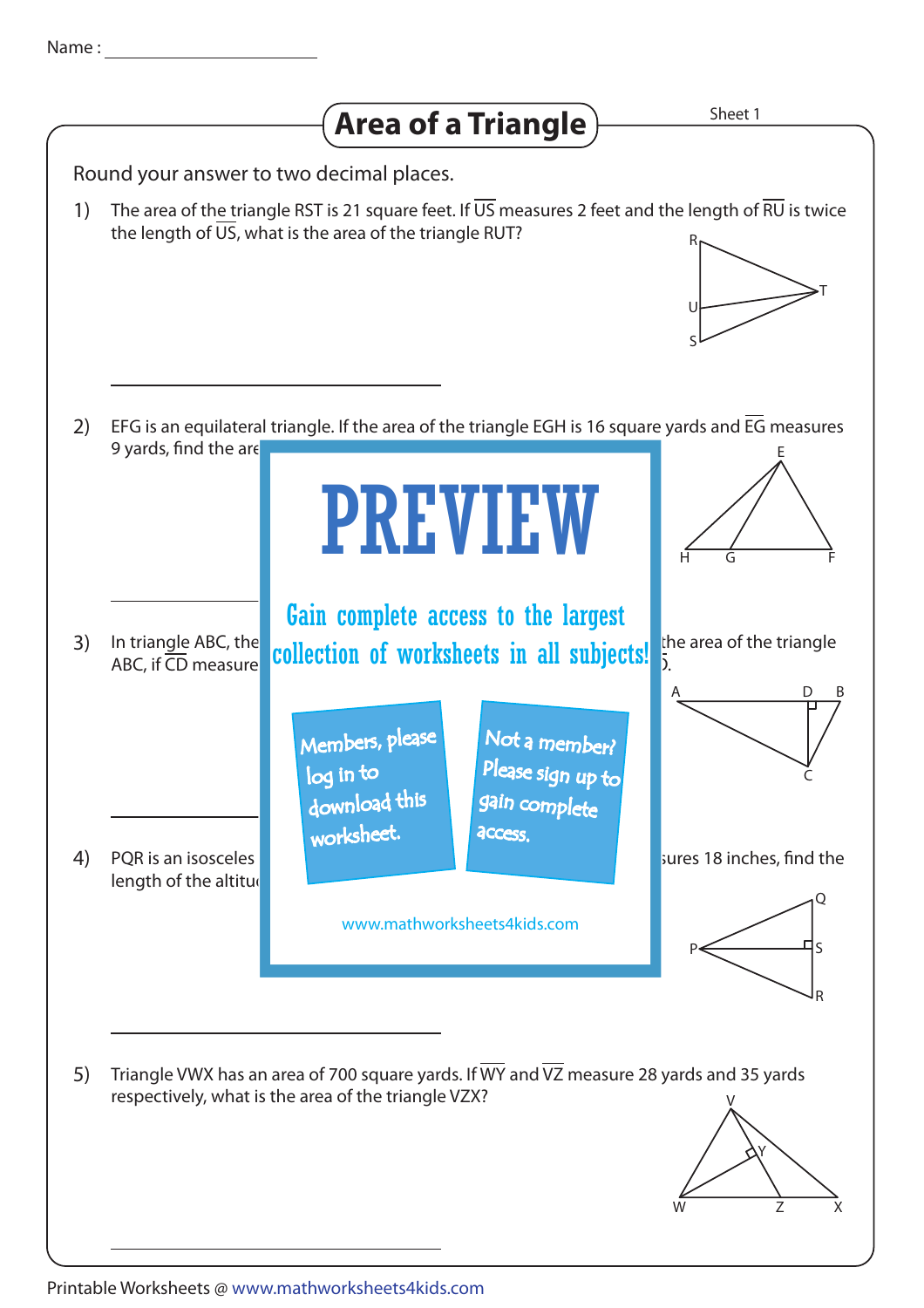Name : ____________________

# Area of a Triangle

Sheet 1

Round your answer to two decimal places.

1) The area of the triangle RST is 21 square feet. If $\overline{US}$ measures 2 feet and the length of $\overline{RU}$ is twice the length of $\overline{US}$, what is the area of the triangle RUT?

R, T, U, S

____________________

2) EFG is an equilateral triangle. If the area of the triangle EGH is 16 square yards and $\overline{EG}$ measures 9 yards, find the are

E, H, G, F

____________________

PREVIEW

Gain complete access to the largest collection of worksheets in all subjects!

Members, please log in to download this worksheet.

Not a member? Please sign up to gain complete access.

www.mathworksheets4kids.com

3) In triangle ABC, the ... the area of the triangle ABC, if $\overline{CD}$ measure ...

A, D, B, C

____________________

4) PQR is an isosceles ... sures 18 inches, find the length of the altitu...

Q, P, S, R

____________________

5) Triangle VWX has an area of 700 square yards. If $\overline{WY}$ and $\overline{VZ}$ measure 28 yards and 35 yards respectively, what is the area of the triangle VZX?

V, Y, W, Z, X

____________________

Printable Worksheets @ www.mathworksheets4kids.com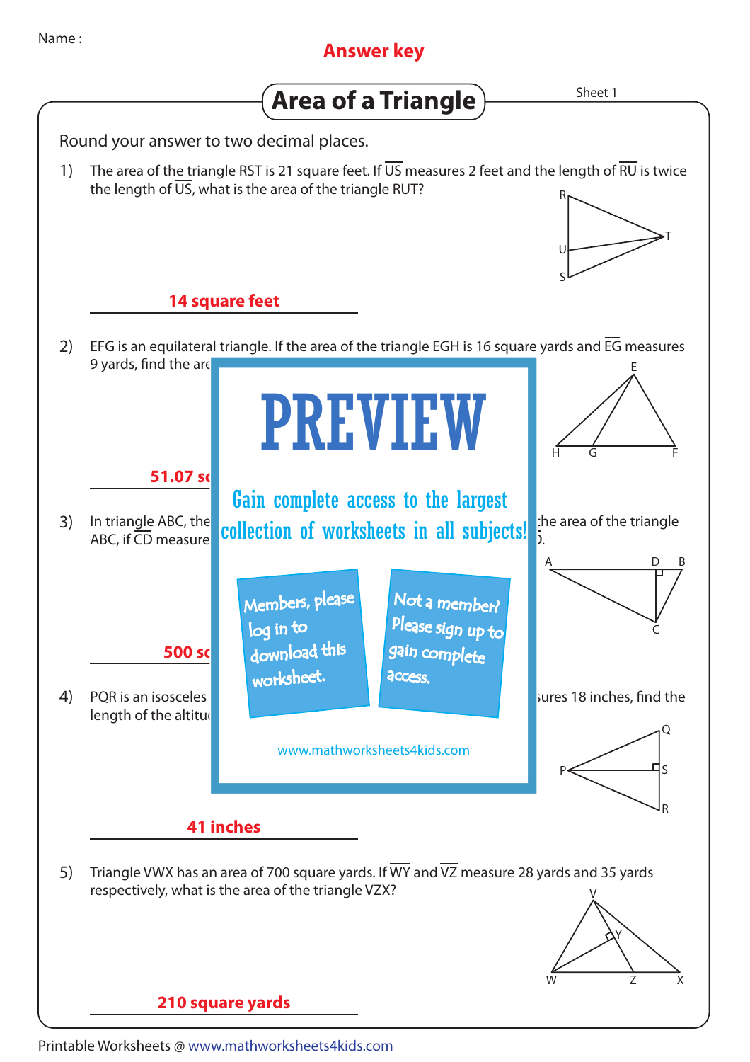Name :

**Answer key**

# Area of a Triangle

Sheet 1

Round your answer to two decimal places.

1) The area of the triangle RST is 21 square feet. If $\overline{US}$ measures 2 feet and the length of $\overline{RU}$ is twice the length of $\overline{US}$, what is the area of the triangle RUT?

R T U S

**14 square feet**

2) EFG is an equilateral triangle. If the area of the triangle EGH is 16 square yards and $\overline{EG}$ measures 9 yards, find the are

E H G F

**51.07 sq**

3) In triangle ABC, the ... the area of the triangle ABC, if $\overline{CD}$ measure ...

A D B C

**500 sq**

4) PQR is an isosceles ... sures 18 inches, find the length of the altitu...

Q P S R

**41 inches**

PREVIEW

Gain complete access to the largest collection of worksheets in all subjects!

Members, please log in to download this worksheet.

Not a member? Please sign up to gain complete access.

www.mathworksheets4kids.com

5) Triangle VWX has an area of 700 square yards. If $\overline{WY}$ and $\overline{VZ}$ measure 28 yards and 35 yards respectively, what is the area of the triangle VZX?

V Y W Z X

**210 square yards**

Printable Worksheets @ www.mathworksheets4kids.com